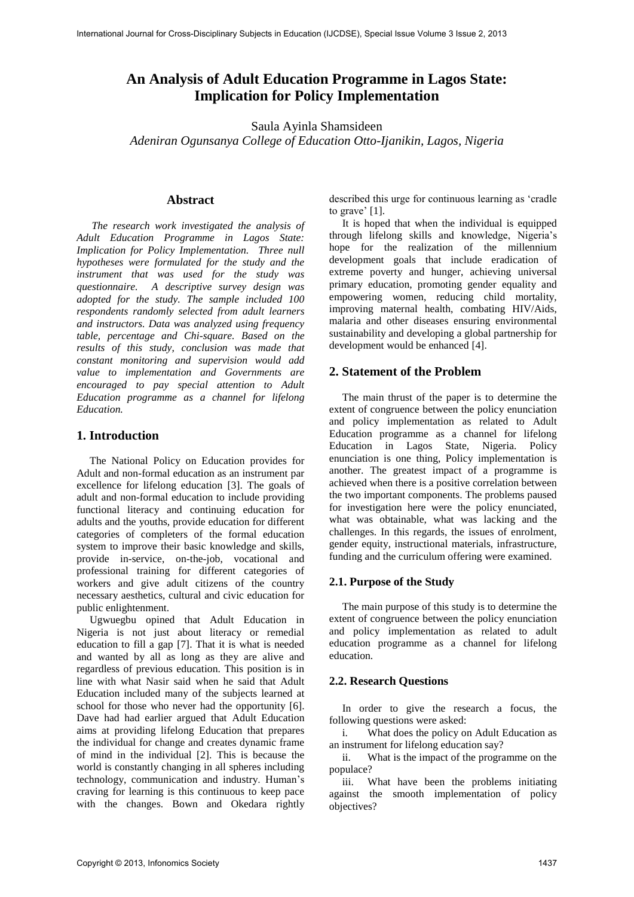# An Analysis of Adult Education Programme in Lagos State: Implication for Policy Implementation

Saula Ayinla Shamsideen

*Adeniran Ogunsanya College of Education Otto-Ijanikin, Lagos, Nigeria*

## Abstract

*The research work investigated the analysis of Adult Education Programme in Lagos State: Implication for Policy Implementation. Three null hypotheses were formulated for the study and the instrument that was used for the study was questionnaire. A descriptive survey design was adopted for the study. The sample included 100 respondents randomly selected from adult learners and instructors. Data was analyzed using frequency table, percentage and Chi-square. Based on the results of this study, conclusion was made that constant monitoring and supervision would add value to implementation and Governments are encouraged to pay special attention to Adult Education programme as a channel for lifelong Education.*

## 1. Introduction

The National Policy on Education provides for Adult and non-formal education as an instrument par excellence for lifelong education [3]. The goals of adult and non-formal education to include providing functional literacy and continuing education for adults and the youths, provide education for different categories of completers of the formal education system to improve their basic knowledge and skills, provide in-service, on-the-job, vocational and professional training for different categories of workers and give adult citizens of the country necessary aesthetics, cultural and civic education for public enlightenment.

Ugwuegbu opined that Adult Education in Nigeria is not just about literacy or remedial education to fill a gap [7]. That it is what is needed and wanted by all as long as they are alive and regardless of previous education. This position is in line with what Nasir said when he said that Adult Education included many of the subjects learned at school for those who never had the opportunity [6]. Dave had had earlier argued that Adult Education aims at providing lifelong Education that prepares the individual for change and creates dynamic frame of mind in the individual [2]. This is because the world is constantly changing in all spheres including technology, communication and industry. Human's craving for learning is this continuous to keep pace with the changes. Bown and Okedara rightly described this urge for continuous learning as 'cradle to grave' [1].

It is hoped that when the individual is equipped through lifelong skills and knowledge, Nigeria's hope for the realization of the millennium development goals that include eradication of extreme poverty and hunger, achieving universal primary education, promoting gender equality and empowering women, reducing child mortality, improving maternal health, combating HIV/Aids, malaria and other diseases ensuring environmental sustainability and developing a global partnership for development would be enhanced [4].

## 2. Statement of the Problem

The main thrust of the paper is to determine the extent of congruence between the policy enunciation and policy implementation as related to Adult Education programme as a channel for lifelong Education in Lagos State, Nigeria. Policy enunciation is one thing, Policy implementation is another. The greatest impact of a programme is achieved when there is a positive correlation between the two important components. The problems paused for investigation here were the policy enunciated, what was obtainable, what was lacking and the challenges. In this regards, the issues of enrolment, gender equity, instructional materials, infrastructure, funding and the curriculum offering were examined.

### 2.1. Purpose of the Study

The main purpose of this study is to determine the extent of congruence between the policy enunciation and policy implementation as related to adult education programme as a channel for lifelong education.

### 2.2. Research Questions

In order to give the research a focus, the following questions were asked:

i. What does the policy on Adult Education as an instrument for lifelong education say?

ii. What is the impact of the programme on the populace?

iii. What have been the problems initiating against the smooth implementation of policy objectives?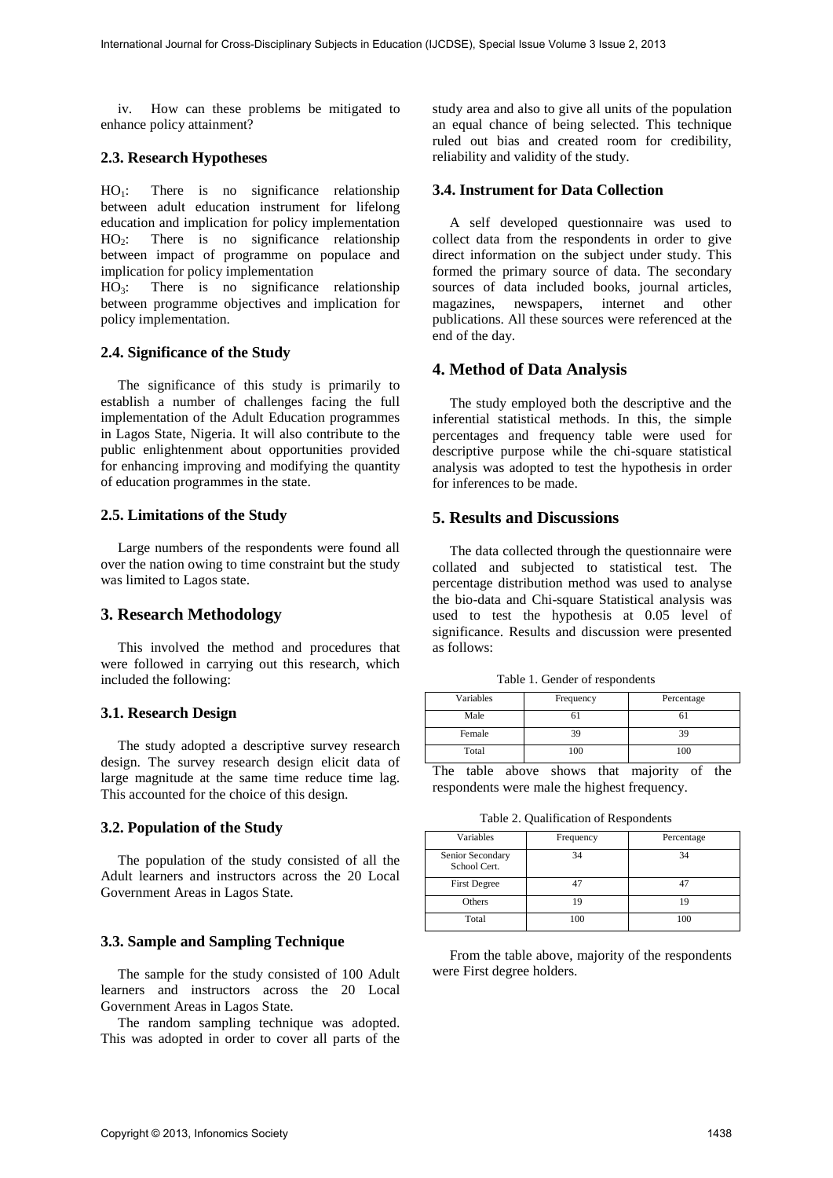iv. How can these problems be mitigated to enhance policy attainment?

### 2.3. Research Hypotheses

$HO_1$: There is no significance relationship between adult education instrument for lifelong education and implication for policy implementation
$HO_2$: There is no significance relationship between impact of programme on populace and implication for policy implementation
$HO_3$: There is no significance relationship between programme objectives and implication for policy implementation.

### 2.4. Significance of the Study

The significance of this study is primarily to establish a number of challenges facing the full implementation of the Adult Education programmes in Lagos State, Nigeria. It will also contribute to the public enlightenment about opportunities provided for enhancing improving and modifying the quantity of education programmes in the state.

### 2.5. Limitations of the Study

Large numbers of the respondents were found all over the nation owing to time constraint but the study was limited to Lagos state.

## 3. Research Methodology

This involved the method and procedures that were followed in carrying out this research, which included the following:

### 3.1. Research Design

The study adopted a descriptive survey research design. The survey research design elicit data of large magnitude at the same time reduce time lag. This accounted for the choice of this design.

### 3.2. Population of the Study

The population of the study consisted of all the Adult learners and instructors across the 20 Local Government Areas in Lagos State.

### 3.3. Sample and Sampling Technique

The sample for the study consisted of 100 Adult learners and instructors across the 20 Local Government Areas in Lagos State.

The random sampling technique was adopted. This was adopted in order to cover all parts of the study area and also to give all units of the population an equal chance of being selected. This technique ruled out bias and created room for credibility, reliability and validity of the study.

### 3.4. Instrument for Data Collection

A self developed questionnaire was used to collect data from the respondents in order to give direct information on the subject under study. This formed the primary source of data. The secondary sources of data included books, journal articles, magazines, newspapers, internet and other publications. All these sources were referenced at the end of the day.

## 4. Method of Data Analysis

The study employed both the descriptive and the inferential statistical methods. In this, the simple percentages and frequency table were used for descriptive purpose while the chi-square statistical analysis was adopted to test the hypothesis in order for inferences to be made.

## 5. Results and Discussions

The data collected through the questionnaire were collated and subjected to statistical test. The percentage distribution method was used to analyse the bio-data and Chi-square Statistical analysis was used to test the hypothesis at 0.05 level of significance. Results and discussion were presented as follows:

Table 1. Gender of respondents

| Variables | Frequency | Percentage |
|---|---|---|
| Male | 61 | 61 |
| Female | 39 | 39 |
| Total | 100 | 100 |

The table above shows that majority of the respondents were male the highest frequency.

Table 2. Qualification of Respondents

| Variables | Frequency | Percentage |
|---|---|---|
| Senior Secondary School Cert. | 34 | 34 |
| First Degree | 47 | 47 |
| Others | 19 | 19 |
| Total | 100 | 100 |

From the table above, majority of the respondents were First degree holders.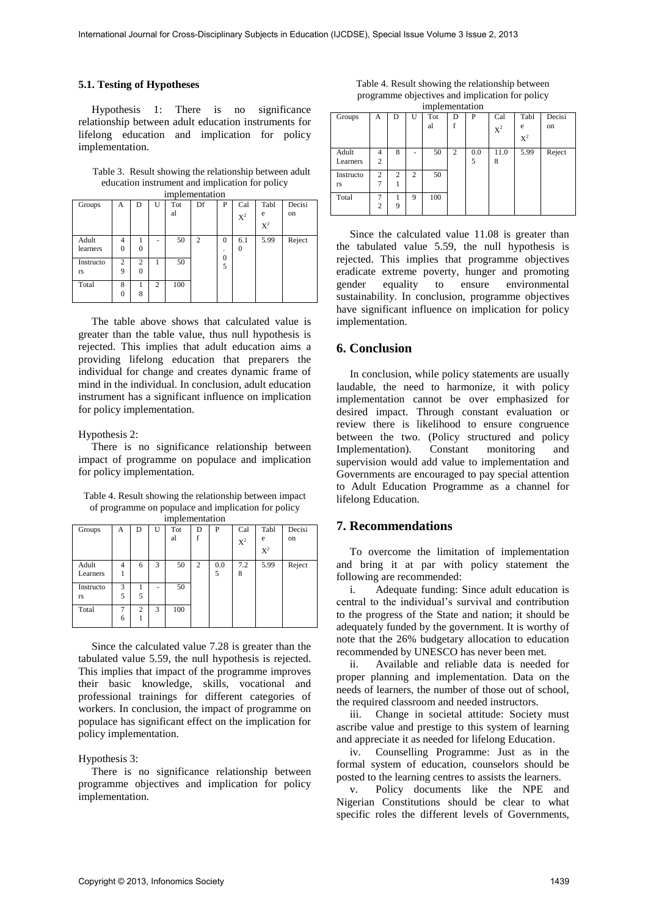### 5.1. Testing of Hypotheses

Hypothesis 1: There is no significance relationship between adult education instruments for lifelong education and implication for policy implementation.

Table 3. Result showing the relationship between adult education instrument and implication for policy implementation

| Groups | A | D | U | Total | Df | P | Cal $X^2$ | Table $X^2$ | Decision |
|---|---|---|---|---|---|---|---|---|---|
| Adult learners | 40 | 10 | - | 50 | 2 | 0.05 | 6.10 | 5.99 | Reject |
| Instructors | 29 | 20 | 1 | 50 | | | | | |
| Total | 80 | 18 | 2 | 100 | | | | | |

The table above shows that calculated value is greater than the table value, thus null hypothesis is rejected. This implies that adult education aims a providing lifelong education that preparers the individual for change and creates dynamic frame of mind in the individual. In conclusion, adult education instrument has a significant influence on implication for policy implementation.

Hypothesis 2:

There is no significance relationship between impact of programme on populace and implication for policy implementation.

Table 4. Result showing the relationship between impact of programme on populace and implication for policy implementation

| Groups | A | D | U | Total | Df | P | Cal $X^2$ | Table $X^2$ | Decision |
|---|---|---|---|---|---|---|---|---|---|
| Adult Learners | 41 | 6 | 3 | 50 | 2 | 0.05 | 7.28 | 5.99 | Reject |
| Instructors | 35 | 15 | - | 50 | | | | | |
| Total | 76 | 21 | 3 | 100 | | | | | |

Since the calculated value 7.28 is greater than the tabulated value 5.59, the null hypothesis is rejected. This implies that impact of the programme improves their basic knowledge, skills, vocational and professional trainings for different categories of workers. In conclusion, the impact of programme on populace has significant effect on the implication for policy implementation.

Hypothesis 3:

There is no significance relationship between programme objectives and implication for policy implementation.

Table 4. Result showing the relationship between programme objectives and implication for policy implementation

| Groups | A | D | U | Total | Df | P | Cal $X^2$ | Table $X^2$ | Decision |
|---|---|---|---|---|---|---|---|---|---|
| Adult Learners | 42 | 8 | - | 50 | 2 | 0.05 | 11.08 | 5.99 | Reject |
| Instructors | 27 | 21 | 2 | 50 | | | | | |
| Total | 72 | 19 | 9 | 100 | | | | | |

Since the calculated value 11.08 is greater than the tabulated value 5.59, the null hypothesis is rejected. This implies that programme objectives eradicate extreme poverty, hunger and promoting gender equality to ensure environmental sustainability. In conclusion, programme objectives have significant influence on implication for policy implementation.

## 6. Conclusion

In conclusion, while policy statements are usually laudable, the need to harmonize, it with policy implementation cannot be over emphasized for desired impact. Through constant evaluation or review there is likelihood to ensure congruence between the two. (Policy structured and policy Implementation). Constant monitoring and supervision would add value to implementation and Governments are encouraged to pay special attention to Adult Education Programme as a channel for lifelong Education.

## 7. Recommendations

To overcome the limitation of implementation and bring it at par with policy statement the following are recommended:

i. Adequate funding: Since adult education is central to the individual's survival and contribution to the progress of the State and nation; it should be adequately funded by the government. It is worthy of note that the 26% budgetary allocation to education recommended by UNESCO has never been met.

ii. Available and reliable data is needed for proper planning and implementation. Data on the needs of learners, the number of those out of school, the required classroom and needed instructors.

iii. Change in societal attitude: Society must ascribe value and prestige to this system of learning and appreciate it as needed for lifelong Education.

iv. Counselling Programme: Just as in the formal system of education, counselors should be posted to the learning centres to assists the learners.

v. Policy documents like the NPE and Nigerian Constitutions should be clear to what specific roles the different levels of Governments,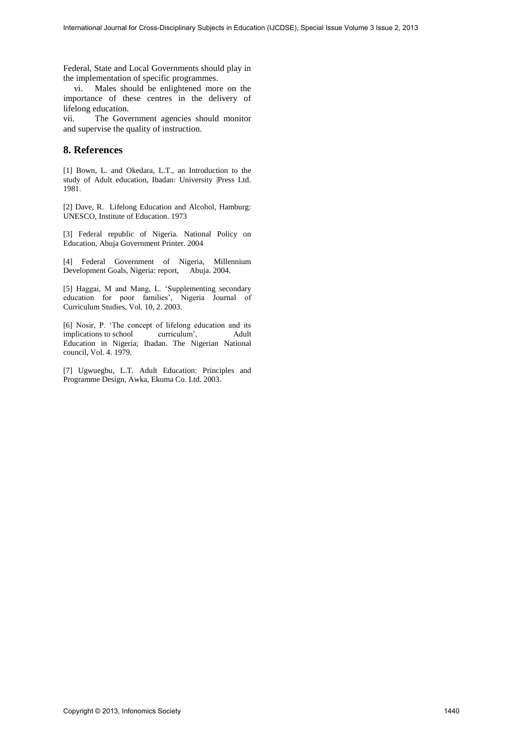Federal, State and Local Governments should play in the implementation of specific programmes.

vi. Males should be enlightened more on the importance of these centres in the delivery of lifelong education.

vii. The Government agencies should monitor and supervise the quality of instruction.

## 8. References

[1] Bown, L. and Okedara, L.T., an Introduction to the study of Adult education, Ibadan: University |Press Ltd. 1981.

[2] Dave, R. Lifelong Education and Alcohol, Hamburg: UNESCO, Institute of Education. 1973

[3] Federal republic of Nigeria. National Policy on Education, Abuja Government Printer. 2004

[4] Federal Government of Nigeria, Millennium Development Goals, Nigeria: report, Abuja. 2004.

[5] Haggai, M and Mang, L. 'Supplementing secondary education for poor families', Nigeria Journal of Curriculum Studies, Vol. 10, 2. 2003.

[6] Nosir, P. 'The concept of lifelong education and its implications to school curriculum', Adult Education in Nigeria; Ibadan. The Nigerian National council, Vol. 4. 1979.

[7] Ugwuegbu, L.T. Adult Education: Principles and Programme Design, Awka, Ekuma Co. Ltd. 2003.